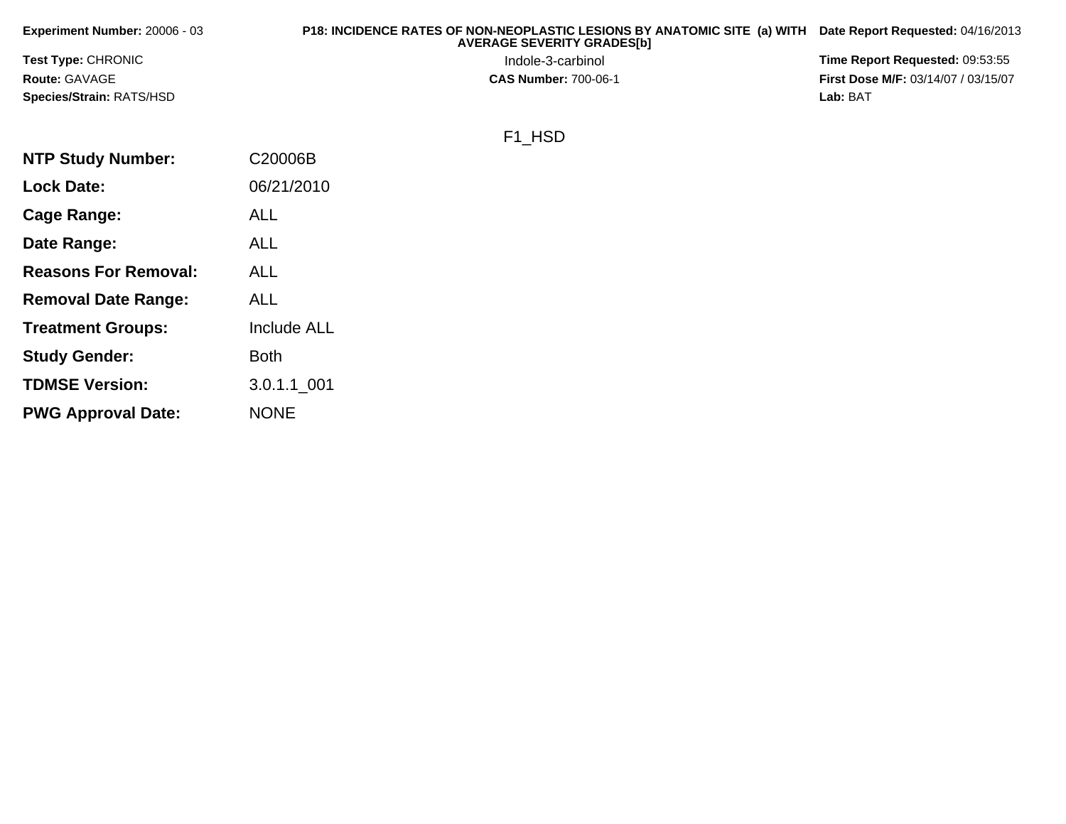**Experiment Number:** 20006 - 03

**Test Type:** CHRONIC

**Route:** GAVAGE

**Species/Strain:** RATS/HSD

**P18: INCIDENCE RATES OF NON-NEOPLASTIC LESIONS BY ANATOMIC SITE (a) WITH AVERAGE SEVERITY GRADES[b]**

Indole-3-carbinol

**CAS Number:** 700-06-1

**Date Report Requested:** 04/16/2013

**Time Report Requested:** 09:53:55

**First Dose M/F:** 03/14/07 / 03/15/07

**Lab:** BAT

F1_HSD

| | |
|---|---|
| **NTP Study Number:** | C20006B |
| **Lock Date:** | 06/21/2010 |
| **Cage Range:** | ALL |
| **Date Range:** | ALL |
| **Reasons For Removal:** | ALL |
| **Removal Date Range:** | ALL |
| **Treatment Groups:** | Include ALL |
| **Study Gender:** | Both |
| **TDMSE Version:** | 3.0.1.1_001 |
| **PWG Approval Date:** | NONE |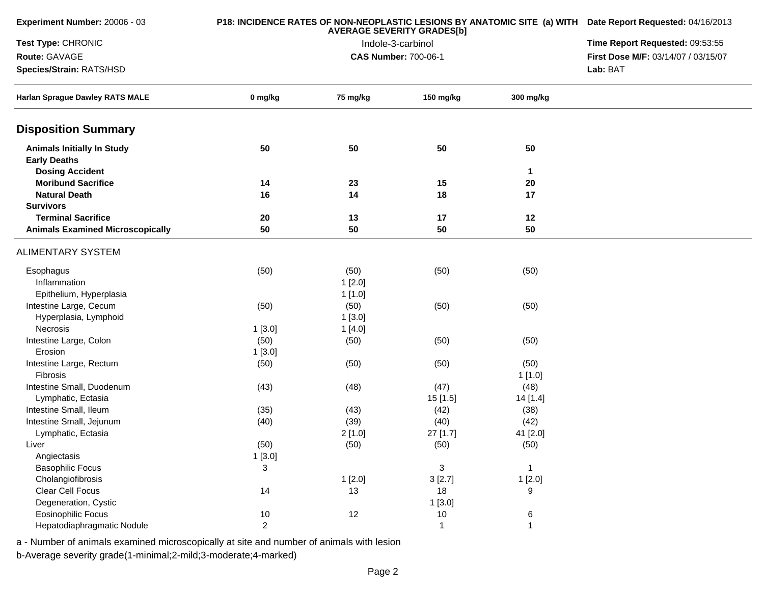**Experiment Number:** 20006 - 03

**Test Type:** CHRONIC

**Route:** GAVAGE

**Species/Strain:** RATS/HSD

**P18: INCIDENCE RATES OF NON-NEOPLASTIC LESIONS BY ANATOMIC SITE (a) WITH AVERAGE SEVERITY GRADES[b]**

Indole-3-carbinol

**CAS Number:** 700-06-1

**Date Report Requested:** 04/16/2013

**Time Report Requested:** 09:53:55

**First Dose M/F:** 03/14/07 / 03/15/07

**Lab:** BAT

| Harlan Sprague Dawley RATS MALE | 0 mg/kg | 75 mg/kg | 150 mg/kg | 300 mg/kg |
|---|---|---|---|---|
| **Disposition Summary** | | | | |
| **Animals Initially In Study** | **50** | **50** | **50** | **50** |
| **Early Deaths** | | | | |
| **Dosing Accident** | | | | **1** |
| **Moribund Sacrifice** | **14** | **23** | **15** | **20** |
| **Natural Death** | **16** | **14** | **18** | **17** |
| **Survivors** | | | | |
| **Terminal Sacrifice** | **20** | **13** | **17** | **12** |
| **Animals Examined Microscopically** | **50** | **50** | **50** | **50** |
| ALIMENTARY SYSTEM | | | | |
| Esophagus | (50) | (50) | (50) | (50) |
| Inflammation | | 1 [2.0] | | |
| Epithelium, Hyperplasia | | 1 [1.0] | | |
| Intestine Large, Cecum | (50) | (50) | (50) | (50) |
| Hyperplasia, Lymphoid | | 1 [3.0] | | |
| Necrosis | 1 [3.0] | 1 [4.0] | | |
| Intestine Large, Colon | (50) | (50) | (50) | (50) |
| Erosion | 1 [3.0] | | | |
| Intestine Large, Rectum | (50) | (50) | (50) | (50) |
| Fibrosis | | | | 1 [1.0] |
| Intestine Small, Duodenum | (43) | (48) | (47) | (48) |
| Lymphatic, Ectasia | | | 15 [1.5] | 14 [1.4] |
| Intestine Small, Ileum | (35) | (43) | (42) | (38) |
| Intestine Small, Jejunum | (40) | (39) | (40) | (42) |
| Lymphatic, Ectasia | | 2 [1.0] | 27 [1.7] | 41 [2.0] |
| Liver | (50) | (50) | (50) | (50) |
| Angiectasis | 1 [3.0] | | | |
| Basophilic Focus | 3 | | 3 | 1 |
| Cholangiofibrosis | | 1 [2.0] | 3 [2.7] | 1 [2.0] |
| Clear Cell Focus | 14 | 13 | 18 | 9 |
| Degeneration, Cystic | | | 1 [3.0] | |
| Eosinophilic Focus | 10 | 12 | 10 | 6 |
| Hepatodiaphragmatic Nodule | 2 | | 1 | 1 |

a - Number of animals examined microscopically at site and number of animals with lesion

b-Average severity grade(1-minimal;2-mild;3-moderate;4-marked)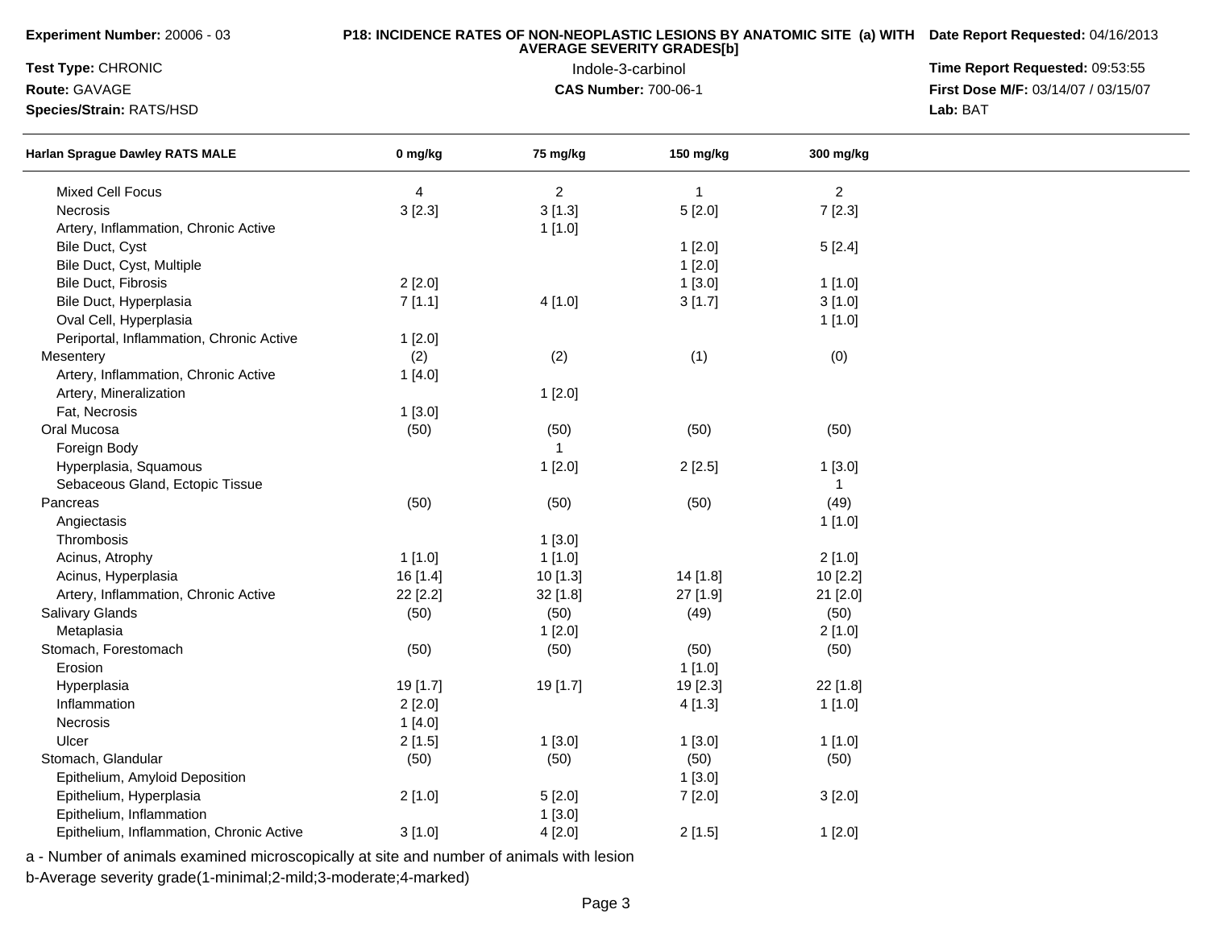**Experiment Number:** 20006 - 03
**Test Type:** CHRONIC
**Route:** GAVAGE
**Species/Strain:** RATS/HSD

**P18: INCIDENCE RATES OF NON-NEOPLASTIC LESIONS BY ANATOMIC SITE (a) WITH AVERAGE SEVERITY GRADES[b]**
Indole-3-carbinol
**CAS Number:** 700-06-1

**Date Report Requested:** 04/16/2013
**Time Report Requested:** 09:53:55
**First Dose M/F:** 03/14/07 / 03/15/07
**Lab:** BAT

| Harlan Sprague Dawley RATS MALE | 0 mg/kg | 75 mg/kg | 150 mg/kg | 300 mg/kg |
|---|---|---|---|---|
| Mixed Cell Focus | 4 | 2 | 1 | 2 |
| Necrosis | 3 [2.3] | 3 [1.3] | 5 [2.0] | 7 [2.3] |
| Artery, Inflammation, Chronic Active | | 1 [1.0] | | |
| Bile Duct, Cyst | | | 1 [2.0] | 5 [2.4] |
| Bile Duct, Cyst, Multiple | | | 1 [2.0] | |
| Bile Duct, Fibrosis | 2 [2.0] | | 1 [3.0] | 1 [1.0] |
| Bile Duct, Hyperplasia | 7 [1.1] | 4 [1.0] | 3 [1.7] | 3 [1.0] |
| Oval Cell, Hyperplasia | | | | 1 [1.0] |
| Periportal, Inflammation, Chronic Active | 1 [2.0] | | | |
| Mesentery | (2) | (2) | (1) | (0) |
| Artery, Inflammation, Chronic Active | 1 [4.0] | | | |
| Artery, Mineralization | | 1 [2.0] | | |
| Fat, Necrosis | 1 [3.0] | | | |
| Oral Mucosa | (50) | (50) | (50) | (50) |
| Foreign Body | | 1 | | |
| Hyperplasia, Squamous | | 1 [2.0] | 2 [2.5] | 1 [3.0] |
| Sebaceous Gland, Ectopic Tissue | | | | 1 |
| Pancreas | (50) | (50) | (50) | (49) |
| Angiectasis | | | | 1 [1.0] |
| Thrombosis | | 1 [3.0] | | |
| Acinus, Atrophy | 1 [1.0] | 1 [1.0] | | 2 [1.0] |
| Acinus, Hyperplasia | 16 [1.4] | 10 [1.3] | 14 [1.8] | 10 [2.2] |
| Artery, Inflammation, Chronic Active | 22 [2.2] | 32 [1.8] | 27 [1.9] | 21 [2.0] |
| Salivary Glands | (50) | (50) | (49) | (50) |
| Metaplasia | | 1 [2.0] | | 2 [1.0] |
| Stomach, Forestomach | (50) | (50) | (50) | (50) |
| Erosion | | | 1 [1.0] | |
| Hyperplasia | 19 [1.7] | 19 [1.7] | 19 [2.3] | 22 [1.8] |
| Inflammation | 2 [2.0] | | 4 [1.3] | 1 [1.0] |
| Necrosis | 1 [4.0] | | | |
| Ulcer | 2 [1.5] | 1 [3.0] | 1 [3.0] | 1 [1.0] |
| Stomach, Glandular | (50) | (50) | (50) | (50) |
| Epithelium, Amyloid Deposition | | | 1 [3.0] | |
| Epithelium, Hyperplasia | 2 [1.0] | 5 [2.0] | 7 [2.0] | 3 [2.0] |
| Epithelium, Inflammation | | 1 [3.0] | | |
| Epithelium, Inflammation, Chronic Active | 3 [1.0] | 4 [2.0] | 2 [1.5] | 1 [2.0] |

a - Number of animals examined microscopically at site and number of animals with lesion
b-Average severity grade(1-minimal;2-mild;3-moderate;4-marked)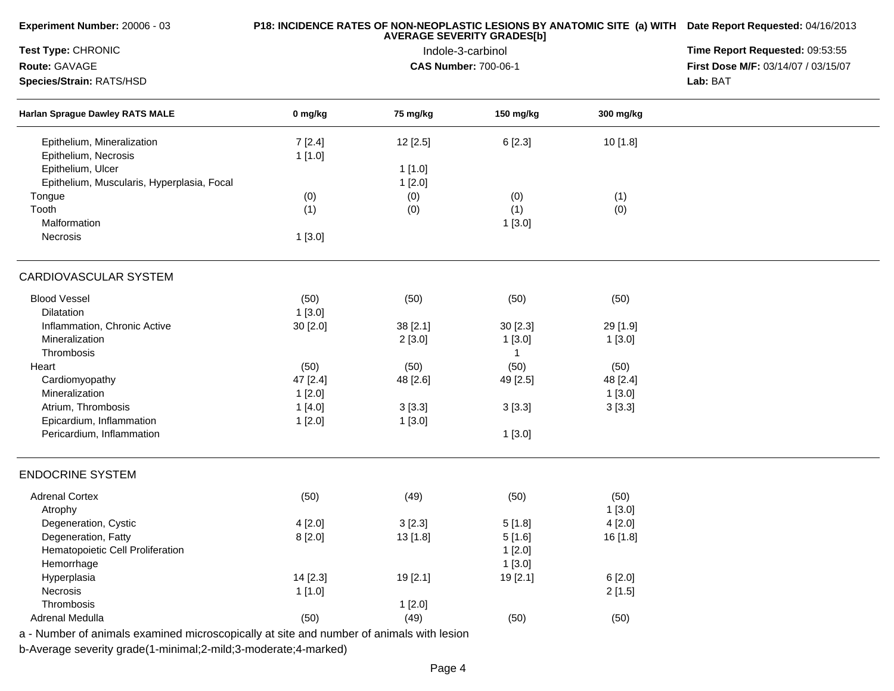**Experiment Number:** 20006 - 03

**Test Type:** CHRONIC

**Route:** GAVAGE

**Species/Strain:** RATS/HSD

**P18: INCIDENCE RATES OF NON-NEOPLASTIC LESIONS BY ANATOMIC SITE (a) WITH AVERAGE SEVERITY GRADES[b]**

Indole-3-carbinol

**CAS Number:** 700-06-1

**Date Report Requested:** 04/16/2013

**Time Report Requested:** 09:53:55

**First Dose M/F:** 03/14/07 / 03/15/07

**Lab:** BAT

| Harlan Sprague Dawley RATS MALE | 0 mg/kg | 75 mg/kg | 150 mg/kg | 300 mg/kg |
|---|---|---|---|---|
| Epithelium, Mineralization | 7 [2.4] | 12 [2.5] | 6 [2.3] | 10 [1.8] |
| Epithelium, Necrosis | 1 [1.0] | | | |
| Epithelium, Ulcer | | 1 [1.0] | | |
| Epithelium, Muscularis, Hyperplasia, Focal | | 1 [2.0] | | |
| Tongue | (0) | (0) | (0) | (1) |
| Tooth | (1) | (0) | (1) | (0) |
| Malformation | | | 1 [3.0] | |
| Necrosis | 1 [3.0] | | | |
| **CARDIOVASCULAR SYSTEM** | | | | |
| Blood Vessel | (50) | (50) | (50) | (50) |
| Dilatation | 1 [3.0] | | | |
| Inflammation, Chronic Active | 30 [2.0] | 38 [2.1] | 30 [2.3] | 29 [1.9] |
| Mineralization | | 2 [3.0] | 1 [3.0] | 1 [3.0] |
| Thrombosis | | | 1 | |
| Heart | (50) | (50) | (50) | (50) |
| Cardiomyopathy | 47 [2.4] | 48 [2.6] | 49 [2.5] | 48 [2.4] |
| Mineralization | 1 [2.0] | | | 1 [3.0] |
| Atrium, Thrombosis | 1 [4.0] | 3 [3.3] | 3 [3.3] | 3 [3.3] |
| Epicardium, Inflammation | 1 [2.0] | 1 [3.0] | | |
| Pericardium, Inflammation | | | 1 [3.0] | |
| **ENDOCRINE SYSTEM** | | | | |
| Adrenal Cortex | (50) | (49) | (50) | (50) |
| Atrophy | | | | 1 [3.0] |
| Degeneration, Cystic | 4 [2.0] | 3 [2.3] | 5 [1.8] | 4 [2.0] |
| Degeneration, Fatty | 8 [2.0] | 13 [1.8] | 5 [1.6] | 16 [1.8] |
| Hematopoietic Cell Proliferation | | | 1 [2.0] | |
| Hemorrhage | | | 1 [3.0] | |
| Hyperplasia | 14 [2.3] | 19 [2.1] | 19 [2.1] | 6 [2.0] |
| Necrosis | 1 [1.0] | | | 2 [1.5] |
| Thrombosis | | 1 [2.0] | | |
| Adrenal Medulla | (50) | (49) | (50) | (50) |

a - Number of animals examined microscopically at site and number of animals with lesion

b-Average severity grade(1-minimal;2-mild;3-moderate;4-marked)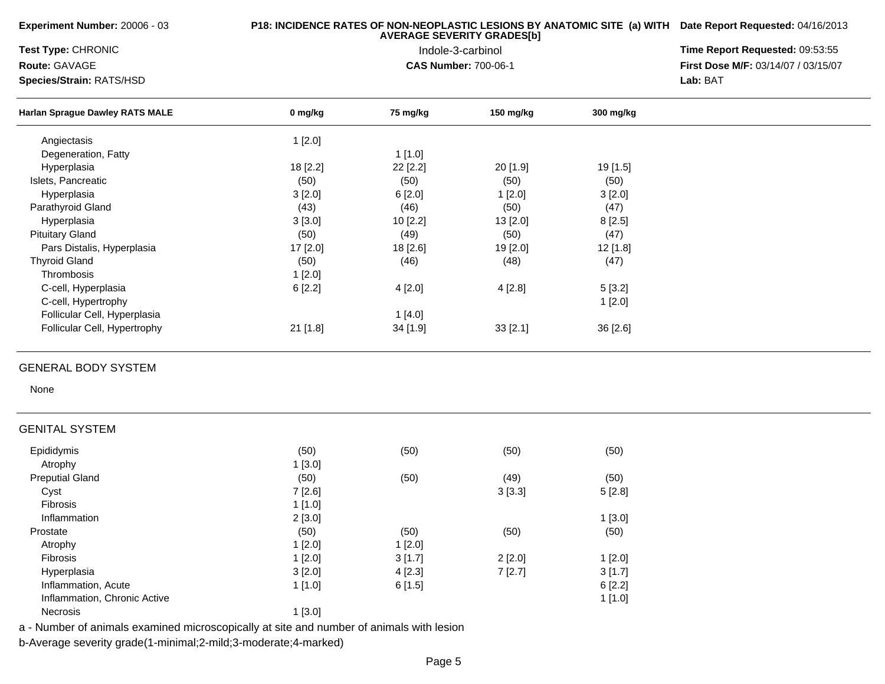**Experiment Number:** 20006 - 03
**Test Type:** CHRONIC
**Route:** GAVAGE
**Species/Strain:** RATS/HSD

**P18: INCIDENCE RATES OF NON-NEOPLASTIC LESIONS BY ANATOMIC SITE (a) WITH AVERAGE SEVERITY GRADES[b]**
Indole-3-carbinol
**CAS Number:** 700-06-1

**Date Report Requested:** 04/16/2013
**Time Report Requested:** 09:53:55
**First Dose M/F:** 03/14/07 / 03/15/07
**Lab:** BAT

| Harlan Sprague Dawley RATS MALE | 0 mg/kg | 75 mg/kg | 150 mg/kg | 300 mg/kg |
|---|---|---|---|---|
| Angiectasis | 1 [2.0] | | | |
| Degeneration, Fatty | | 1 [1.0] | | |
| Hyperplasia | 18 [2.2] | 22 [2.2] | 20 [1.9] | 19 [1.5] |
| Islets, Pancreatic | (50) | (50) | (50) | (50) |
| Hyperplasia | 3 [2.0] | 6 [2.0] | 1 [2.0] | 3 [2.0] |
| Parathyroid Gland | (43) | (46) | (50) | (47) |
| Hyperplasia | 3 [3.0] | 10 [2.2] | 13 [2.0] | 8 [2.5] |
| Pituitary Gland | (50) | (49) | (50) | (47) |
| Pars Distalis, Hyperplasia | 17 [2.0] | 18 [2.6] | 19 [2.0] | 12 [1.8] |
| Thyroid Gland | (50) | (46) | (48) | (47) |
| Thrombosis | 1 [2.0] | | | |
| C-cell, Hyperplasia | 6 [2.2] | 4 [2.0] | 4 [2.8] | 5 [3.2] |
| C-cell, Hypertrophy | | | | 1 [2.0] |
| Follicular Cell, Hyperplasia | | 1 [4.0] | | |
| Follicular Cell, Hypertrophy | 21 [1.8] | 34 [1.9] | 33 [2.1] | 36 [2.6] |

GENERAL BODY SYSTEM

None

GENITAL SYSTEM

| Harlan Sprague Dawley RATS MALE | 0 mg/kg | 75 mg/kg | 150 mg/kg | 300 mg/kg |
|---|---|---|---|---|
| Epididymis | (50) | (50) | (50) | (50) |
| Atrophy | 1 [3.0] | | | |
| Preputial Gland | (50) | (50) | (49) | (50) |
| Cyst | 7 [2.6] | | 3 [3.3] | 5 [2.8] |
| Fibrosis | 1 [1.0] | | | |
| Inflammation | 2 [3.0] | | | 1 [3.0] |
| Prostate | (50) | (50) | (50) | (50) |
| Atrophy | 1 [2.0] | 1 [2.0] | | |
| Fibrosis | 1 [2.0] | 3 [1.7] | 2 [2.0] | 1 [2.0] |
| Hyperplasia | 3 [2.0] | 4 [2.3] | 7 [2.7] | 3 [1.7] |
| Inflammation, Acute | 1 [1.0] | 6 [1.5] | | 6 [2.2] |
| Inflammation, Chronic Active | | | | 1 [1.0] |
| Necrosis | 1 [3.0] | | | |

a - Number of animals examined microscopically at site and number of animals with lesion
b-Average severity grade(1-minimal;2-mild;3-moderate;4-marked)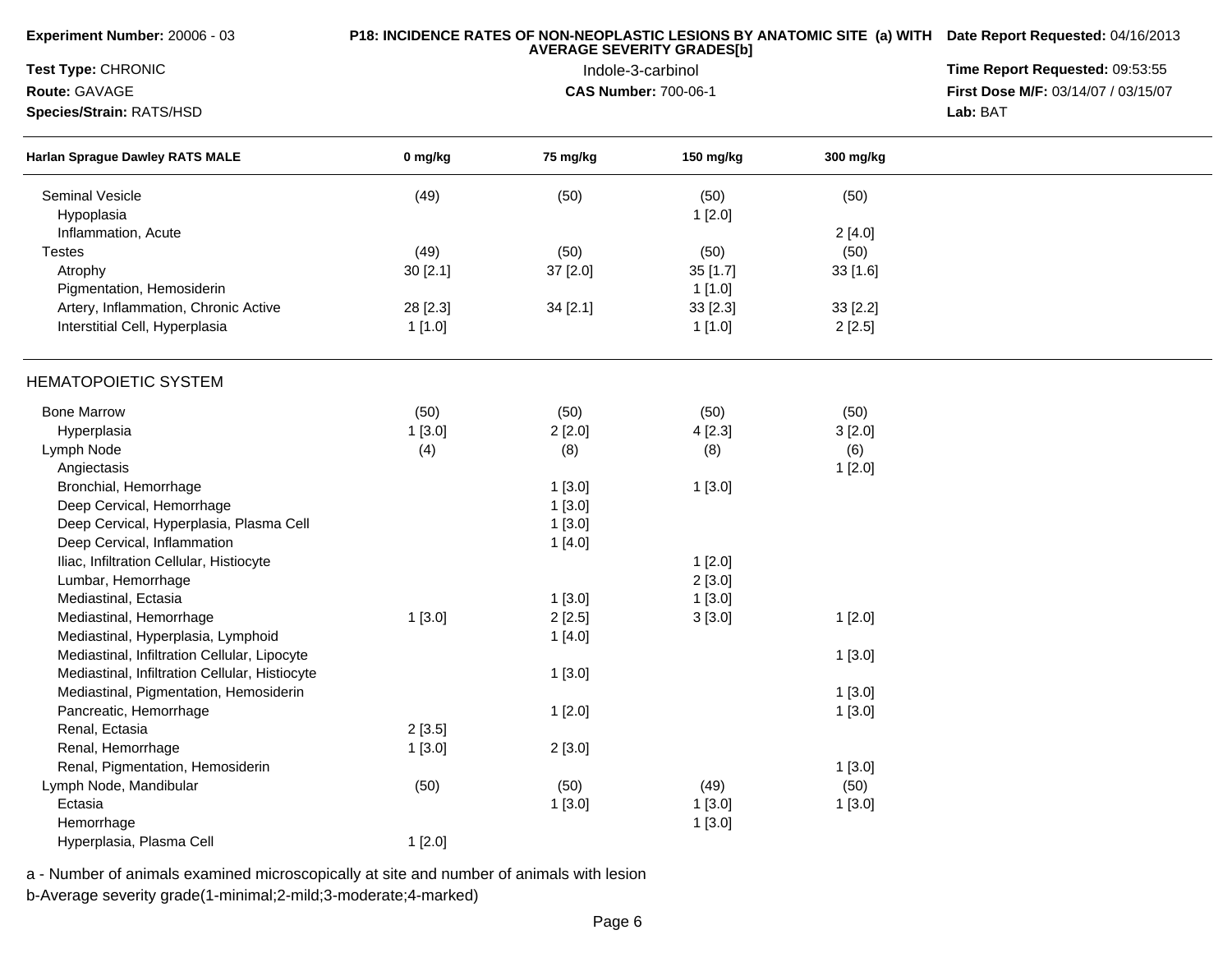**Experiment Number:** 20006 - 03
**Test Type:** CHRONIC
**Route:** GAVAGE
**Species/Strain:** RATS/HSD

**P18: INCIDENCE RATES OF NON-NEOPLASTIC LESIONS BY ANATOMIC SITE (a) WITH AVERAGE SEVERITY GRADES[b]**
Indole-3-carbinol
**CAS Number:** 700-06-1

**Date Report Requested:** 04/16/2013
**Time Report Requested:** 09:53:55
**First Dose M/F:** 03/14/07 / 03/15/07
**Lab:** BAT

| Harlan Sprague Dawley RATS MALE | 0 mg/kg | 75 mg/kg | 150 mg/kg | 300 mg/kg |
|---|---|---|---|---|
| Seminal Vesicle | (49) | (50) | (50) | (50) |
| Hypoplasia | | | 1 [2.0] | |
| Inflammation, Acute | | | | 2 [4.0] |
| Testes | (49) | (50) | (50) | (50) |
| Atrophy | 30 [2.1] | 37 [2.0] | 35 [1.7] | 33 [1.6] |
| Pigmentation, Hemosiderin | | | 1 [1.0] | |
| Artery, Inflammation, Chronic Active | 28 [2.3] | 34 [2.1] | 33 [2.3] | 33 [2.2] |
| Interstitial Cell, Hyperplasia | 1 [1.0] | | 1 [1.0] | 2 [2.5] |
| **HEMATOPOIETIC SYSTEM** | | | | |
| Bone Marrow | (50) | (50) | (50) | (50) |
| Hyperplasia | 1 [3.0] | 2 [2.0] | 4 [2.3] | 3 [2.0] |
| Lymph Node | (4) | (8) | (8) | (6) |
| Angiectasis | | | | 1 [2.0] |
| Bronchial, Hemorrhage | | 1 [3.0] | 1 [3.0] | |
| Deep Cervical, Hemorrhage | | 1 [3.0] | | |
| Deep Cervical, Hyperplasia, Plasma Cell | | 1 [3.0] | | |
| Deep Cervical, Inflammation | | 1 [4.0] | | |
| Iliac, Infiltration Cellular, Histiocyte | | | 1 [2.0] | |
| Lumbar, Hemorrhage | | | 2 [3.0] | |
| Mediastinal, Ectasia | | 1 [3.0] | 1 [3.0] | |
| Mediastinal, Hemorrhage | 1 [3.0] | 2 [2.5] | 3 [3.0] | 1 [2.0] |
| Mediastinal, Hyperplasia, Lymphoid | | 1 [4.0] | | |
| Mediastinal, Infiltration Cellular, Lipocyte | | | | 1 [3.0] |
| Mediastinal, Infiltration Cellular, Histiocyte | | 1 [3.0] | | |
| Mediastinal, Pigmentation, Hemosiderin | | | | 1 [3.0] |
| Pancreatic, Hemorrhage | | 1 [2.0] | | 1 [3.0] |
| Renal, Ectasia | 2 [3.5] | | | |
| Renal, Hemorrhage | 1 [3.0] | 2 [3.0] | | |
| Renal, Pigmentation, Hemosiderin | | | | 1 [3.0] |
| Lymph Node, Mandibular | (50) | (50) | (49) | (50) |
| Ectasia | | 1 [3.0] | 1 [3.0] | 1 [3.0] |
| Hemorrhage | | | 1 [3.0] | |
| Hyperplasia, Plasma Cell | 1 [2.0] | | | |

a - Number of animals examined microscopically at site and number of animals with lesion
b-Average severity grade(1-minimal;2-mild;3-moderate;4-marked)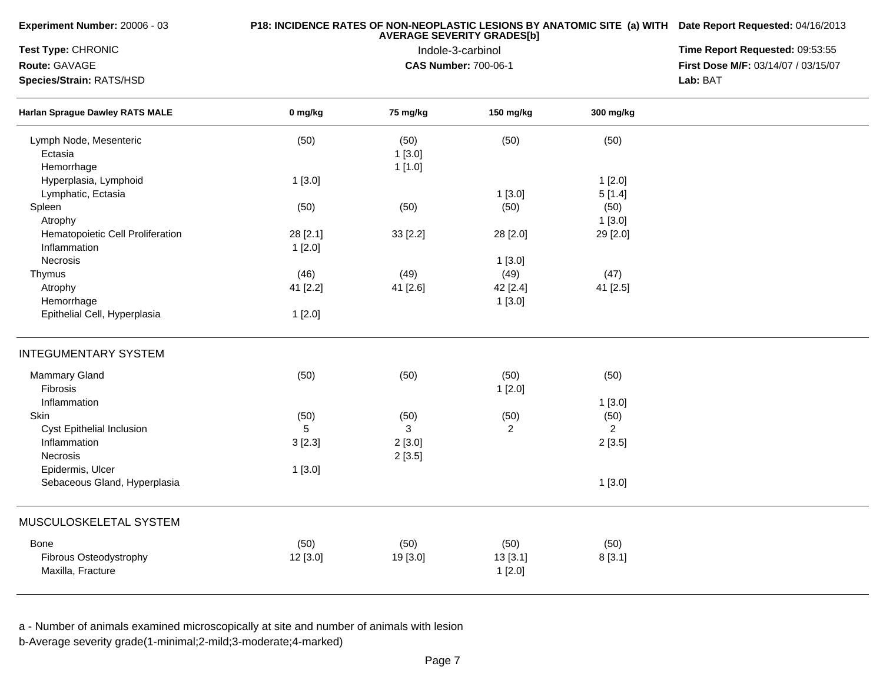**Experiment Number:** 20006 - 03

**Test Type:** CHRONIC

**Route:** GAVAGE

**Species/Strain:** RATS/HSD

**P18: INCIDENCE RATES OF NON-NEOPLASTIC LESIONS BY ANATOMIC SITE (a) WITH AVERAGE SEVERITY GRADES[b]**

Indole-3-carbinol

**CAS Number:** 700-06-1

**Date Report Requested:** 04/16/2013

**Time Report Requested:** 09:53:55

**First Dose M/F:** 03/14/07 / 03/15/07

**Lab:** BAT

| Harlan Sprague Dawley RATS MALE | 0 mg/kg | 75 mg/kg | 150 mg/kg | 300 mg/kg |
|---|---|---|---|---|
| Lymph Node, Mesenteric | (50) | (50) | (50) | (50) |
| Ectasia | | 1 [3.0] | | |
| Hemorrhage | | 1 [1.0] | | |
| Hyperplasia, Lymphoid | 1 [3.0] | | | 1 [2.0] |
| Lymphatic, Ectasia | | | 1 [3.0] | 5 [1.4] |
| Spleen | (50) | (50) | (50) | (50) |
| Atrophy | | | | 1 [3.0] |
| Hematopoietic Cell Proliferation | 28 [2.1] | 33 [2.2] | 28 [2.0] | 29 [2.0] |
| Inflammation | 1 [2.0] | | | |
| Necrosis | | | 1 [3.0] | |
| Thymus | (46) | (49) | (49) | (47) |
| Atrophy | 41 [2.2] | 41 [2.6] | 42 [2.4] | 41 [2.5] |
| Hemorrhage | | | 1 [3.0] | |
| Epithelial Cell, Hyperplasia | 1 [2.0] | | | |
| **INTEGUMENTARY SYSTEM** | | | | |
| Mammary Gland | (50) | (50) | (50) | (50) |
| Fibrosis | | | 1 [2.0] | |
| Inflammation | | | | 1 [3.0] |
| Skin | (50) | (50) | (50) | (50) |
| Cyst Epithelial Inclusion | 5 | 3 | 2 | 2 |
| Inflammation | 3 [2.3] | 2 [3.0] | | 2 [3.5] |
| Necrosis | | 2 [3.5] | | |
| Epidermis, Ulcer | 1 [3.0] | | | |
| Sebaceous Gland, Hyperplasia | | | | 1 [3.0] |
| **MUSCULOSKELETAL SYSTEM** | | | | |
| Bone | (50) | (50) | (50) | (50) |
| Fibrous Osteodystrophy | 12 [3.0] | 19 [3.0] | 13 [3.1] | 8 [3.1] |
| Maxilla, Fracture | | | 1 [2.0] | |

a - Number of animals examined microscopically at site and number of animals with lesion

b-Average severity grade(1-minimal;2-mild;3-moderate;4-marked)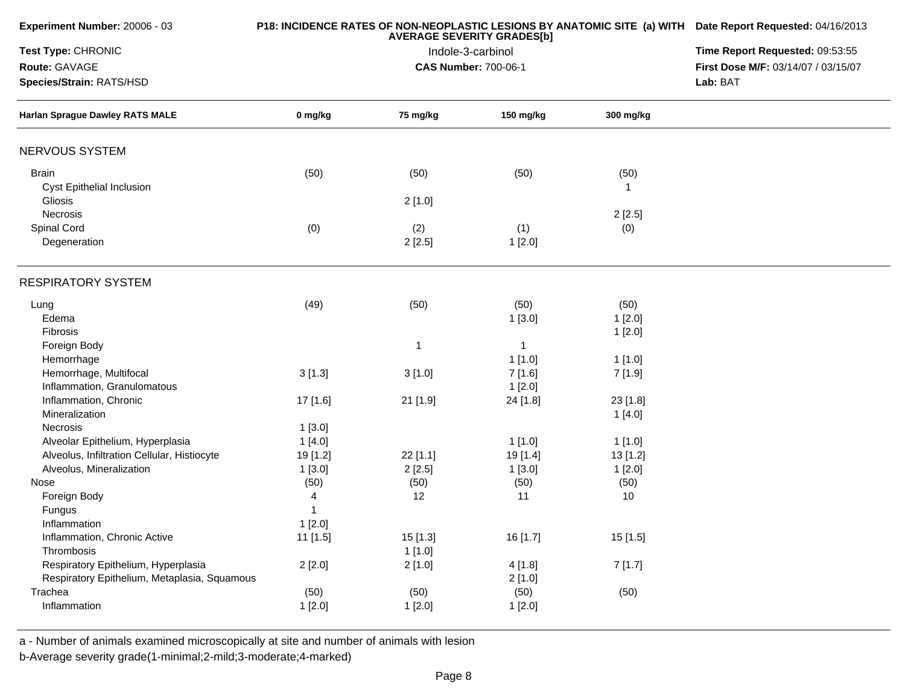**Experiment Number:** 20006 - 03

**Test Type:** CHRONIC

**Route:** GAVAGE

**Species/Strain:** RATS/HSD

**P18: INCIDENCE RATES OF NON-NEOPLASTIC LESIONS BY ANATOMIC SITE (a) WITH AVERAGE SEVERITY GRADES[b]**

Indole-3-carbinol

**CAS Number:** 700-06-1

**Date Report Requested:** 04/16/2013

**Time Report Requested:** 09:53:55

**First Dose M/F:** 03/14/07 / 03/15/07

**Lab:** BAT

| Harlan Sprague Dawley RATS MALE | 0 mg/kg | 75 mg/kg | 150 mg/kg | 300 mg/kg |
|---|---|---|---|---|
| **NERVOUS SYSTEM** | | | | |
| Brain | (50) | (50) | (50) | (50) |
| Cyst Epithelial Inclusion | | | | 1 |
| Gliosis | | 2 [1.0] | | |
| Necrosis | | | | 2 [2.5] |
| Spinal Cord | (0) | (2) | (1) | (0) |
| Degeneration | | 2 [2.5] | 1 [2.0] | |
| **RESPIRATORY SYSTEM** | | | | |
| Lung | (49) | (50) | (50) | (50) |
| Edema | | | 1 [3.0] | 1 [2.0] |
| Fibrosis | | | | 1 [2.0] |
| Foreign Body | | 1 | 1 | |
| Hemorrhage | | | 1 [1.0] | 1 [1.0] |
| Hemorrhage, Multifocal | 3 [1.3] | 3 [1.0] | 7 [1.6] | 7 [1.9] |
| Inflammation, Granulomatous | | | 1 [2.0] | |
| Inflammation, Chronic | 17 [1.6] | 21 [1.9] | 24 [1.8] | 23 [1.8] |
| Mineralization | | | | 1 [4.0] |
| Necrosis | 1 [3.0] | | | |
| Alveolar Epithelium, Hyperplasia | 1 [4.0] | | 1 [1.0] | 1 [1.0] |
| Alveolus, Infiltration Cellular, Histiocyte | 19 [1.2] | 22 [1.1] | 19 [1.4] | 13 [1.2] |
| Alveolus, Mineralization | 1 [3.0] | 2 [2.5] | 1 [3.0] | 1 [2.0] |
| Nose | (50) | (50) | (50) | (50) |
| Foreign Body | 4 | 12 | 11 | 10 |
| Fungus | 1 | | | |
| Inflammation | 1 [2.0] | | | |
| Inflammation, Chronic Active | 11 [1.5] | 15 [1.3] | 16 [1.7] | 15 [1.5] |
| Thrombosis | | 1 [1.0] | | |
| Respiratory Epithelium, Hyperplasia | 2 [2.0] | 2 [1.0] | 4 [1.8] | 7 [1.7] |
| Respiratory Epithelium, Metaplasia, Squamous | | | 2 [1.0] | |
| Trachea | (50) | (50) | (50) | (50) |
| Inflammation | 1 [2.0] | 1 [2.0] | 1 [2.0] | |

a - Number of animals examined microscopically at site and number of animals with lesion

b-Average severity grade(1-minimal;2-mild;3-moderate;4-marked)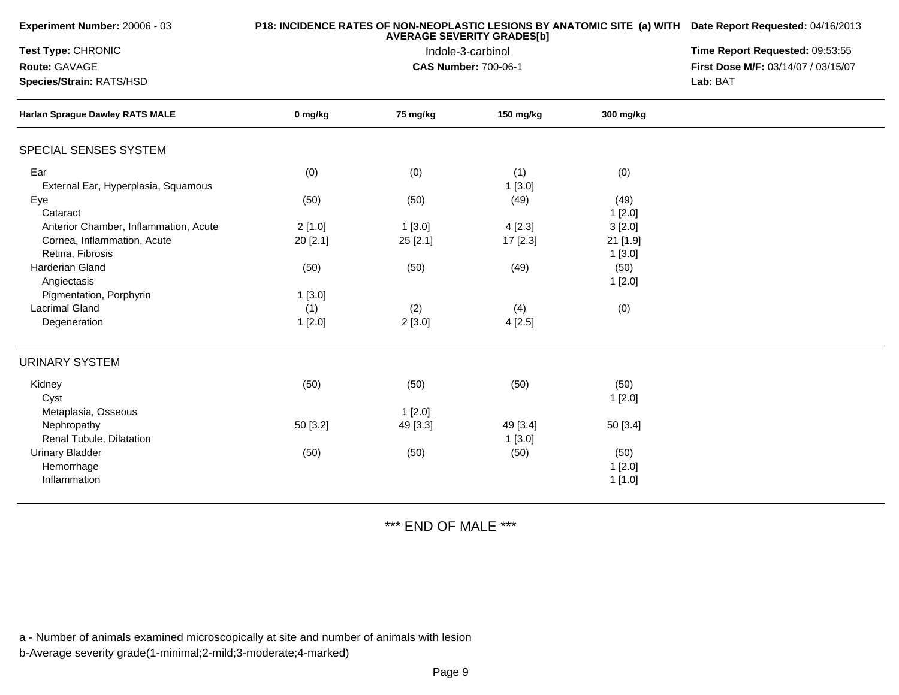**Experiment Number:** 20006 - 03
**Test Type:** CHRONIC
**Route:** GAVAGE
**Species/Strain:** RATS/HSD

**P18: INCIDENCE RATES OF NON-NEOPLASTIC LESIONS BY ANATOMIC SITE (a) WITH AVERAGE SEVERITY GRADES[b]**
Indole-3-carbinol
**CAS Number:** 700-06-1

**Date Report Requested:** 04/16/2013
**Time Report Requested:** 09:53:55
**First Dose M/F:** 03/14/07 / 03/15/07
**Lab:** BAT

| Harlan Sprague Dawley RATS MALE | 0 mg/kg | 75 mg/kg | 150 mg/kg | 300 mg/kg |
|---|---|---|---|---|
| **SPECIAL SENSES SYSTEM** | | | | |
| Ear | (0) | (0) | (1) | (0) |
| External Ear, Hyperplasia, Squamous | | | 1 [3.0] | |
| Eye | (50) | (50) | (49) | (49) |
| Cataract | | | | 1 [2.0] |
| Anterior Chamber, Inflammation, Acute | 2 [1.0] | 1 [3.0] | 4 [2.3] | 3 [2.0] |
| Cornea, Inflammation, Acute | 20 [2.1] | 25 [2.1] | 17 [2.3] | 21 [1.9] |
| Retina, Fibrosis | | | | 1 [3.0] |
| Harderian Gland | (50) | (50) | (49) | (50) |
| Angiectasis | | | | 1 [2.0] |
| Pigmentation, Porphyrin | 1 [3.0] | | | |
| Lacrimal Gland | (1) | (2) | (4) | (0) |
| Degeneration | 1 [2.0] | 2 [3.0] | 4 [2.5] | |
| **URINARY SYSTEM** | | | | |
| Kidney | (50) | (50) | (50) | (50) |
| Cyst | | | | 1 [2.0] |
| Metaplasia, Osseous | | 1 [2.0] | | |
| Nephropathy | 50 [3.2] | 49 [3.3] | 49 [3.4] | 50 [3.4] |
| Renal Tubule, Dilatation | | | 1 [3.0] | |
| Urinary Bladder | (50) | (50) | (50) | (50) |
| Hemorrhage | | | | 1 [2.0] |
| Inflammation | | | | 1 [1.0] |

*** END OF MALE ***

a - Number of animals examined microscopically at site and number of animals with lesion
b-Average severity grade(1-minimal;2-mild;3-moderate;4-marked)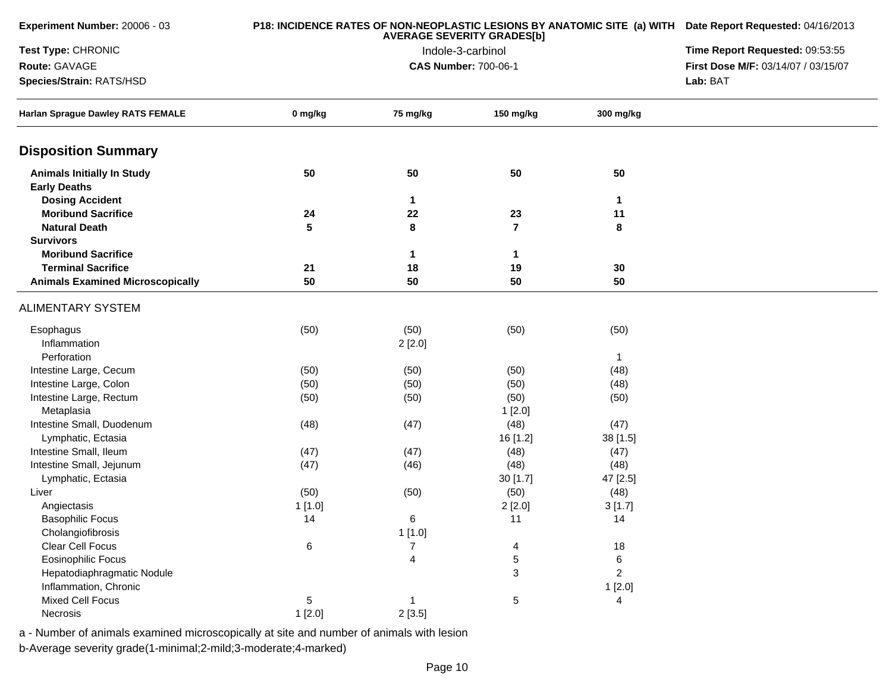**Experiment Number:** 20006 - 03

**Test Type:** CHRONIC

**Route:** GAVAGE

**Species/Strain:** RATS/HSD

**P18: INCIDENCE RATES OF NON-NEOPLASTIC LESIONS BY ANATOMIC SITE (a) WITH AVERAGE SEVERITY GRADES[b]**

Indole-3-carbinol

**CAS Number:** 700-06-1

**Date Report Requested:** 04/16/2013

**Time Report Requested:** 09:53:55

**First Dose M/F:** 03/14/07 / 03/15/07

**Lab:** BAT

| Harlan Sprague Dawley RATS FEMALE | 0 mg/kg | 75 mg/kg | 150 mg/kg | 300 mg/kg |
|---|---|---|---|---|
| **Disposition Summary** | | | | |
| **Animals Initially In Study** | **50** | **50** | **50** | **50** |
| **Early Deaths** | | | | |
| **Dosing Accident** | | **1** | | **1** |
| **Moribund Sacrifice** | **24** | **22** | **23** | **11** |
| **Natural Death** | **5** | **8** | **7** | **8** |
| **Survivors** | | | | |
| **Moribund Sacrifice** | | **1** | **1** | |
| **Terminal Sacrifice** | **21** | **18** | **19** | **30** |
| **Animals Examined Microscopically** | **50** | **50** | **50** | **50** |
| ALIMENTARY SYSTEM | | | | |
| Esophagus | (50) | (50) | (50) | (50) |
| Inflammation | | 2 [2.0] | | |
| Perforation | | | | 1 |
| Intestine Large, Cecum | (50) | (50) | (50) | (48) |
| Intestine Large, Colon | (50) | (50) | (50) | (48) |
| Intestine Large, Rectum | (50) | (50) | (50) | (50) |
| Metaplasia | | | 1 [2.0] | |
| Intestine Small, Duodenum | (48) | (47) | (48) | (47) |
| Lymphatic, Ectasia | | | 16 [1.2] | 38 [1.5] |
| Intestine Small, Ileum | (47) | (47) | (48) | (47) |
| Intestine Small, Jejunum | (47) | (46) | (48) | (48) |
| Lymphatic, Ectasia | | | 30 [1.7] | 47 [2.5] |
| Liver | (50) | (50) | (50) | (48) |
| Angiectasis | 1 [1.0] | | 2 [2.0] | 3 [1.7] |
| Basophilic Focus | 14 | 6 | 11 | 14 |
| Cholangiofibrosis | | 1 [1.0] | | |
| Clear Cell Focus | 6 | 7 | 4 | 18 |
| Eosinophilic Focus | | 4 | 5 | 6 |
| Hepatodiaphragmatic Nodule | | | 3 | 2 |
| Inflammation, Chronic | | | | 1 [2.0] |
| Mixed Cell Focus | 5 | 1 | 5 | 4 |
| Necrosis | 1 [2.0] | 2 [3.5] | | |

a - Number of animals examined microscopically at site and number of animals with lesion

b-Average severity grade(1-minimal;2-mild;3-moderate;4-marked)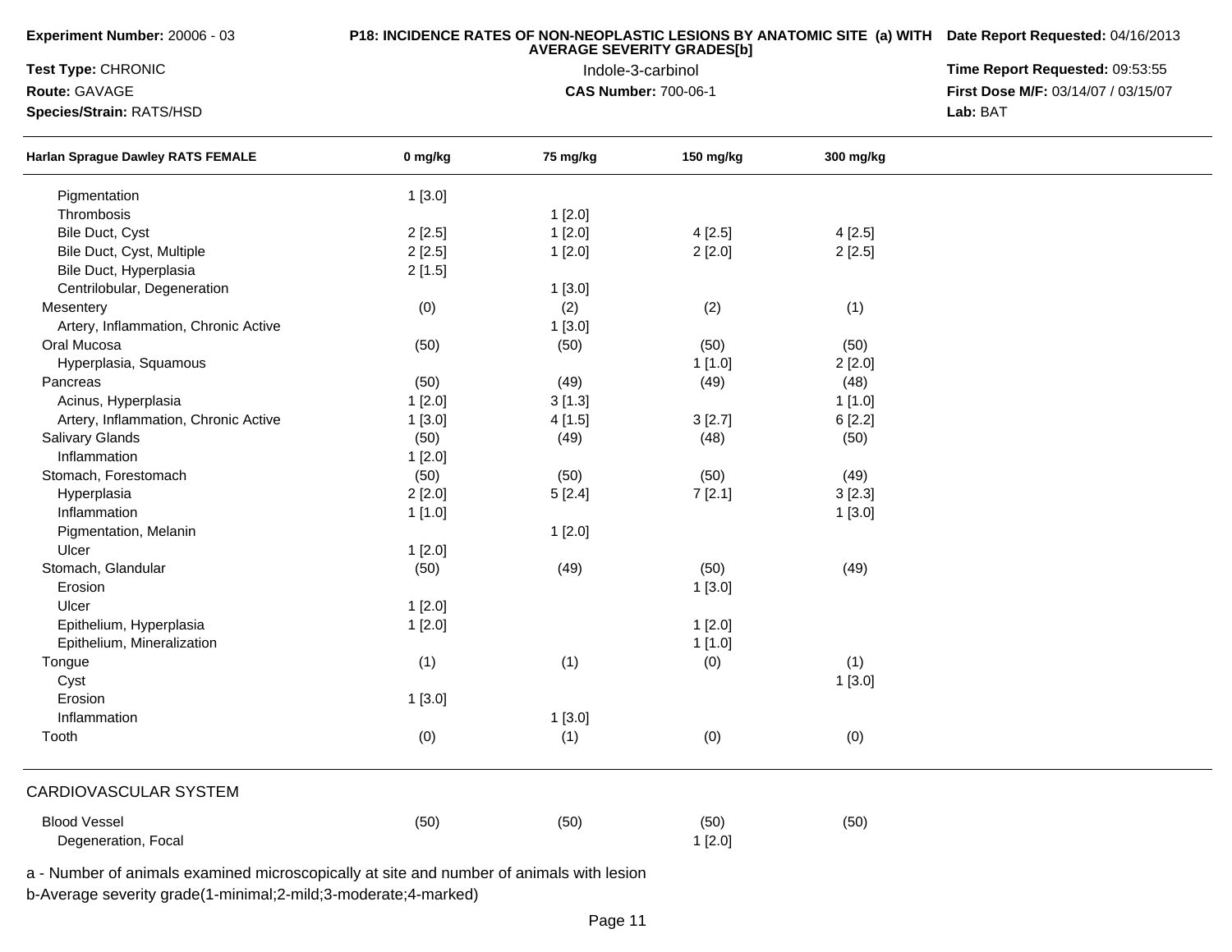**Experiment Number:** 20006 - 03

**Test Type:** CHRONIC

**Route:** GAVAGE

**Species/Strain:** RATS/HSD

**P18: INCIDENCE RATES OF NON-NEOPLASTIC LESIONS BY ANATOMIC SITE (a) WITH AVERAGE SEVERITY GRADES[b]**

Indole-3-carbinol

**CAS Number:** 700-06-1

**Date Report Requested:** 04/16/2013

**Time Report Requested:** 09:53:55

**First Dose M/F:** 03/14/07 / 03/15/07

**Lab:** BAT

| Harlan Sprague Dawley RATS FEMALE | 0 mg/kg | 75 mg/kg | 150 mg/kg | 300 mg/kg |
|---|---|---|---|---|
| Pigmentation | 1 [3.0] | | | |
| Thrombosis | | 1 [2.0] | | |
| Bile Duct, Cyst | 2 [2.5] | 1 [2.0] | 4 [2.5] | 4 [2.5] |
| Bile Duct, Cyst, Multiple | 2 [2.5] | 1 [2.0] | 2 [2.0] | 2 [2.5] |
| Bile Duct, Hyperplasia | 2 [1.5] | | | |
| Centrilobular, Degeneration | | 1 [3.0] | | |
| Mesentery | (0) | (2) | (2) | (1) |
| Artery, Inflammation, Chronic Active | | 1 [3.0] | | |
| Oral Mucosa | (50) | (50) | (50) | (50) |
| Hyperplasia, Squamous | | | 1 [1.0] | 2 [2.0] |
| Pancreas | (50) | (49) | (49) | (48) |
| Acinus, Hyperplasia | 1 [2.0] | 3 [1.3] | | 1 [1.0] |
| Artery, Inflammation, Chronic Active | 1 [3.0] | 4 [1.5] | 3 [2.7] | 6 [2.2] |
| Salivary Glands | (50) | (49) | (48) | (50) |
| Inflammation | 1 [2.0] | | | |
| Stomach, Forestomach | (50) | (50) | (50) | (49) |
| Hyperplasia | 2 [2.0] | 5 [2.4] | 7 [2.1] | 3 [2.3] |
| Inflammation | 1 [1.0] | | | 1 [3.0] |
| Pigmentation, Melanin | | 1 [2.0] | | |
| Ulcer | 1 [2.0] | | | |
| Stomach, Glandular | (50) | (49) | (50) | (49) |
| Erosion | | | 1 [3.0] | |
| Ulcer | 1 [2.0] | | | |
| Epithelium, Hyperplasia | 1 [2.0] | | 1 [2.0] | |
| Epithelium, Mineralization | | | 1 [1.0] | |
| Tongue | (1) | (1) | (0) | (1) |
| Cyst | | | | 1 [3.0] |
| Erosion | 1 [3.0] | | | |
| Inflammation | | 1 [3.0] | | |
| Tooth | (0) | (1) | (0) | (0) |

CARDIOVASCULAR SYSTEM

| | 0 mg/kg | 75 mg/kg | 150 mg/kg | 300 mg/kg |
|---|---|---|---|---|
| Blood Vessel | (50) | (50) | (50) | (50) |
| Degeneration, Focal | | | 1 [2.0] | |

a - Number of animals examined microscopically at site and number of animals with lesion

b-Average severity grade(1-minimal;2-mild;3-moderate;4-marked)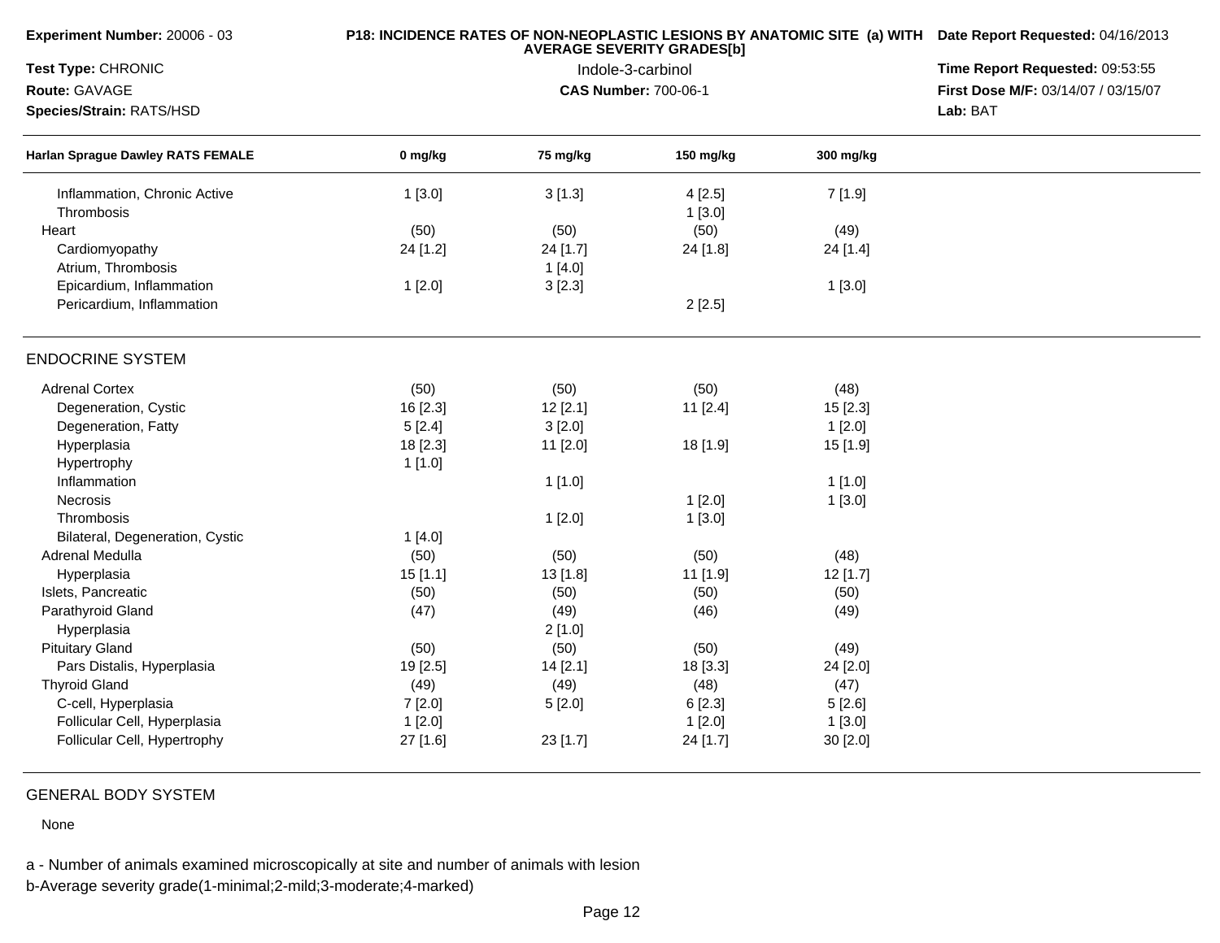**Experiment Number:** 20006 - 03
**Test Type:** CHRONIC
**Route:** GAVAGE
**Species/Strain:** RATS/HSD

**P18: INCIDENCE RATES OF NON-NEOPLASTIC LESIONS BY ANATOMIC SITE (a) WITH AVERAGE SEVERITY GRADES[b]**
Indole-3-carbinol
**CAS Number:** 700-06-1

**Date Report Requested:** 04/16/2013
**Time Report Requested:** 09:53:55
**First Dose M/F:** 03/14/07 / 03/15/07
**Lab:** BAT

| Harlan Sprague Dawley RATS FEMALE | 0 mg/kg | 75 mg/kg | 150 mg/kg | 300 mg/kg |
|---|---|---|---|---|
| Inflammation, Chronic Active | 1 [3.0] | 3 [1.3] | 4 [2.5] | 7 [1.9] |
| Thrombosis | | | 1 [3.0] | |
| Heart | (50) | (50) | (50) | (49) |
| Cardiomyopathy | 24 [1.2] | 24 [1.7] | 24 [1.8] | 24 [1.4] |
| Atrium, Thrombosis | | 1 [4.0] | | |
| Epicardium, Inflammation | 1 [2.0] | 3 [2.3] | | 1 [3.0] |
| Pericardium, Inflammation | | | 2 [2.5] | |
| **ENDOCRINE SYSTEM** | | | | |
| Adrenal Cortex | (50) | (50) | (50) | (48) |
| Degeneration, Cystic | 16 [2.3] | 12 [2.1] | 11 [2.4] | 15 [2.3] |
| Degeneration, Fatty | 5 [2.4] | 3 [2.0] | | 1 [2.0] |
| Hyperplasia | 18 [2.3] | 11 [2.0] | 18 [1.9] | 15 [1.9] |
| Hypertrophy | 1 [1.0] | | | |
| Inflammation | | 1 [1.0] | | 1 [1.0] |
| Necrosis | | | 1 [2.0] | 1 [3.0] |
| Thrombosis | | 1 [2.0] | 1 [3.0] | |
| Bilateral, Degeneration, Cystic | 1 [4.0] | | | |
| Adrenal Medulla | (50) | (50) | (50) | (48) |
| Hyperplasia | 15 [1.1] | 13 [1.8] | 11 [1.9] | 12 [1.7] |
| Islets, Pancreatic | (50) | (50) | (50) | (50) |
| Parathyroid Gland | (47) | (49) | (46) | (49) |
| Hyperplasia | | 2 [1.0] | | |
| Pituitary Gland | (50) | (50) | (50) | (49) |
| Pars Distalis, Hyperplasia | 19 [2.5] | 14 [2.1] | 18 [3.3] | 24 [2.0] |
| Thyroid Gland | (49) | (49) | (48) | (47) |
| C-cell, Hyperplasia | 7 [2.0] | 5 [2.0] | 6 [2.3] | 5 [2.6] |
| Follicular Cell, Hyperplasia | 1 [2.0] | | 1 [2.0] | 1 [3.0] |
| Follicular Cell, Hypertrophy | 27 [1.6] | 23 [1.7] | 24 [1.7] | 30 [2.0] |

GENERAL BODY SYSTEM

None

a - Number of animals examined microscopically at site and number of animals with lesion
b-Average severity grade(1-minimal;2-mild;3-moderate;4-marked)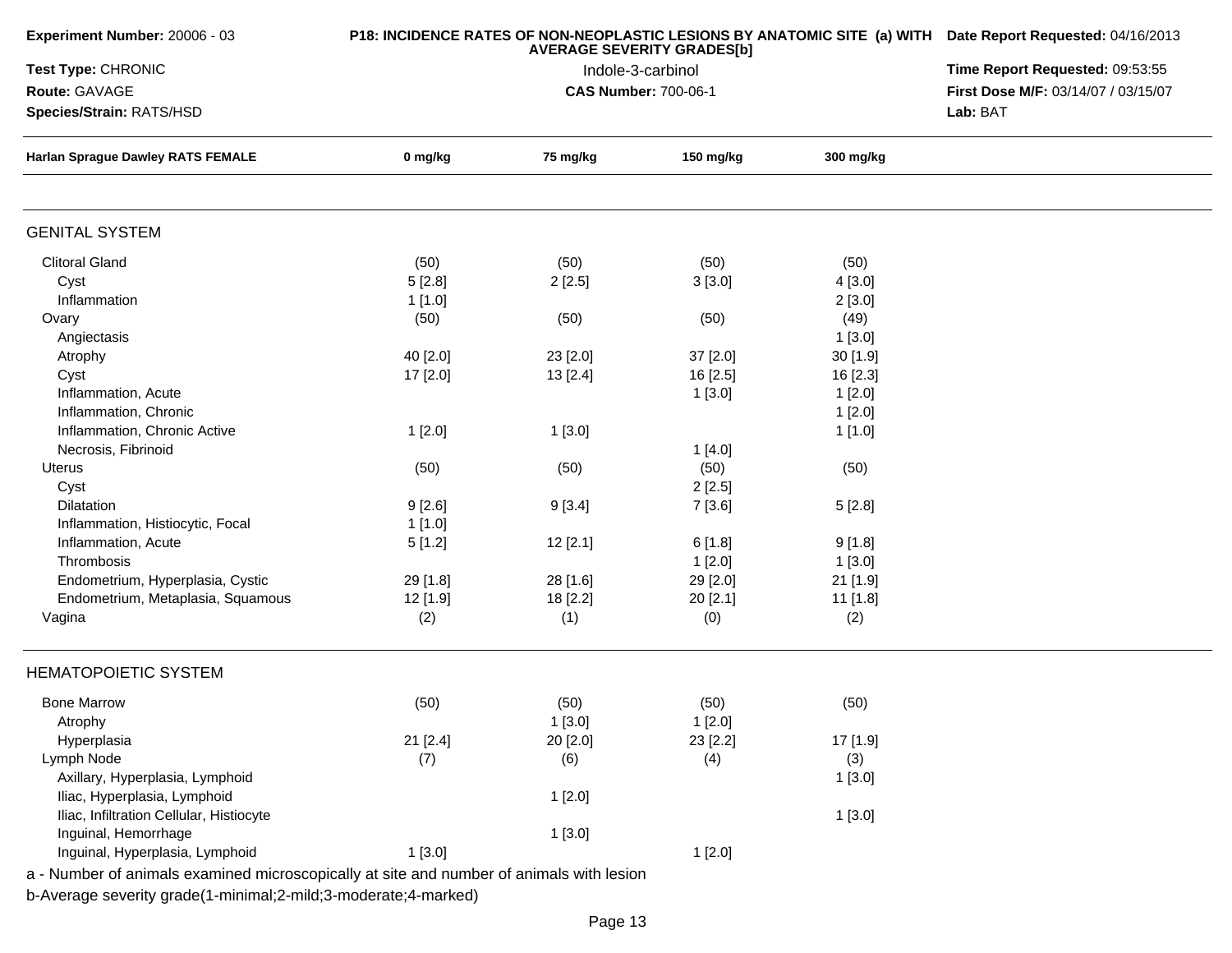**Experiment Number:** 20006 - 03
**Test Type:** CHRONIC
**Route:** GAVAGE
**Species/Strain:** RATS/HSD

**P18: INCIDENCE RATES OF NON-NEOPLASTIC LESIONS BY ANATOMIC SITE (a) WITH AVERAGE SEVERITY GRADES[b]**
Indole-3-carbinol
**CAS Number:** 700-06-1

**Date Report Requested:** 04/16/2013
**Time Report Requested:** 09:53:55
**First Dose M/F:** 03/14/07 / 03/15/07
**Lab:** BAT

| Harlan Sprague Dawley RATS FEMALE | 0 mg/kg | 75 mg/kg | 150 mg/kg | 300 mg/kg |
|---|---|---|---|---|
| **GENITAL SYSTEM** | | | | |
| Clitoral Gland | (50) | (50) | (50) | (50) |
| Cyst | 5 [2.8] | 2 [2.5] | 3 [3.0] | 4 [3.0] |
| Inflammation | 1 [1.0] | | | 2 [3.0] |
| Ovary | (50) | (50) | (50) | (49) |
| Angiectasis | | | | 1 [3.0] |
| Atrophy | 40 [2.0] | 23 [2.0] | 37 [2.0] | 30 [1.9] |
| Cyst | 17 [2.0] | 13 [2.4] | 16 [2.5] | 16 [2.3] |
| Inflammation, Acute | | | 1 [3.0] | 1 [2.0] |
| Inflammation, Chronic | | | | 1 [2.0] |
| Inflammation, Chronic Active | 1 [2.0] | 1 [3.0] | | 1 [1.0] |
| Necrosis, Fibrinoid | | | 1 [4.0] | |
| Uterus | (50) | (50) | (50) | (50) |
| Cyst | | | 2 [2.5] | |
| Dilatation | 9 [2.6] | 9 [3.4] | 7 [3.6] | 5 [2.8] |
| Inflammation, Histiocytic, Focal | 1 [1.0] | | | |
| Inflammation, Acute | 5 [1.2] | 12 [2.1] | 6 [1.8] | 9 [1.8] |
| Thrombosis | | | 1 [2.0] | 1 [3.0] |
| Endometrium, Hyperplasia, Cystic | 29 [1.8] | 28 [1.6] | 29 [2.0] | 21 [1.9] |
| Endometrium, Metaplasia, Squamous | 12 [1.9] | 18 [2.2] | 20 [2.1] | 11 [1.8] |
| Vagina | (2) | (1) | (0) | (2) |
| **HEMATOPOIETIC SYSTEM** | | | | |
| Bone Marrow | (50) | (50) | (50) | (50) |
| Atrophy | | 1 [3.0] | 1 [2.0] | |
| Hyperplasia | 21 [2.4] | 20 [2.0] | 23 [2.2] | 17 [1.9] |
| Lymph Node | (7) | (6) | (4) | (3) |
| Axillary, Hyperplasia, Lymphoid | | | | 1 [3.0] |
| Iliac, Hyperplasia, Lymphoid | | 1 [2.0] | | |
| Iliac, Infiltration Cellular, Histiocyte | | | | 1 [3.0] |
| Inguinal, Hemorrhage | | 1 [3.0] | | |
| Inguinal, Hyperplasia, Lymphoid | 1 [3.0] | | 1 [2.0] | |

a - Number of animals examined microscopically at site and number of animals with lesion
b-Average severity grade(1-minimal;2-mild;3-moderate;4-marked)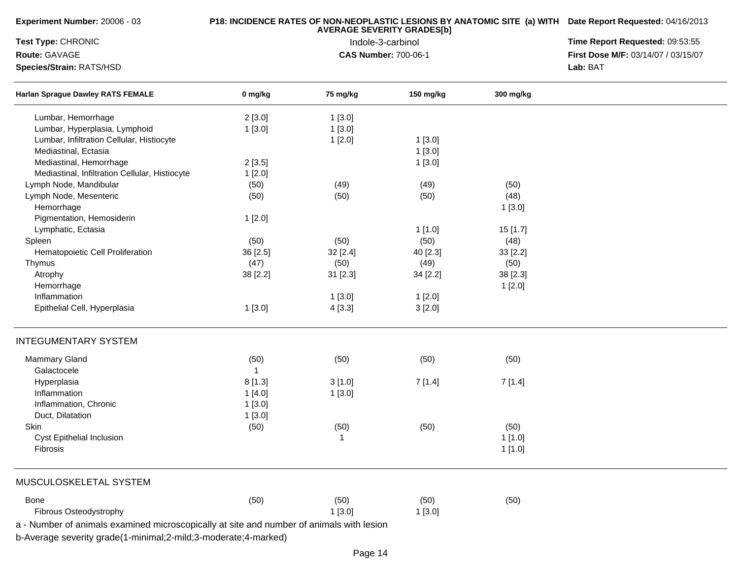**Experiment Number:** 20006 - 03
**Test Type:** CHRONIC
**Route:** GAVAGE
**Species/Strain:** RATS/HSD

**P18: INCIDENCE RATES OF NON-NEOPLASTIC LESIONS BY ANATOMIC SITE (a) WITH AVERAGE SEVERITY GRADES[b]**
Indole-3-carbinol
**CAS Number:** 700-06-1

**Date Report Requested:** 04/16/2013
**Time Report Requested:** 09:53:55
**First Dose M/F:** 03/14/07 / 03/15/07
**Lab:** BAT

| Harlan Sprague Dawley RATS FEMALE | 0 mg/kg | 75 mg/kg | 150 mg/kg | 300 mg/kg |
|---|---|---|---|---|
| Lumbar, Hemorrhage | 2 [3.0] | 1 [3.0] | | |
| Lumbar, Hyperplasia, Lymphoid | 1 [3.0] | 1 [3.0] | | |
| Lumbar, Infiltration Cellular, Histiocyte | | 1 [2.0] | 1 [3.0] | |
| Mediastinal, Ectasia | | | 1 [3.0] | |
| Mediastinal, Hemorrhage | 2 [3.5] | | 1 [3.0] | |
| Mediastinal, Infiltration Cellular, Histiocyte | 1 [2.0] | | | |
| Lymph Node, Mandibular | (50) | (49) | (49) | (50) |
| Lymph Node, Mesenteric | (50) | (50) | (50) | (48) |
| Hemorrhage | | | | 1 [3.0] |
| Pigmentation, Hemosiderin | 1 [2.0] | | | |
| Lymphatic, Ectasia | | | 1 [1.0] | 15 [1.7] |
| Spleen | (50) | (50) | (50) | (48) |
| Hematopoietic Cell Proliferation | 36 [2.5] | 32 [2.4] | 40 [2.3] | 33 [2.2] |
| Thymus | (47) | (50) | (49) | (50) |
| Atrophy | 38 [2.2] | 31 [2.3] | 34 [2.2] | 38 [2.3] |
| Hemorrhage | | | | 1 [2.0] |
| Inflammation | | 1 [3.0] | 1 [2.0] | |
| Epithelial Cell, Hyperplasia | 1 [3.0] | 4 [3.3] | 3 [2.0] | |
| **INTEGUMENTARY SYSTEM** | | | | |
| Mammary Gland | (50) | (50) | (50) | (50) |
| Galactocele | 1 | | | |
| Hyperplasia | 8 [1.3] | 3 [1.0] | 7 [1.4] | 7 [1.4] |
| Inflammation | 1 [4.0] | 1 [3.0] | | |
| Inflammation, Chronic | 1 [3.0] | | | |
| Duct, Dilatation | 1 [3.0] | | | |
| Skin | (50) | (50) | (50) | (50) |
| Cyst Epithelial Inclusion | | 1 | | 1 [1.0] |
| Fibrosis | | | | 1 [1.0] |
| **MUSCULOSKELETAL SYSTEM** | | | | |
| Bone | (50) | (50) | (50) | (50) |
| Fibrous Osteodystrophy | | 1 [3.0] | 1 [3.0] | |

a - Number of animals examined microscopically at site and number of animals with lesion
b-Average severity grade(1-minimal;2-mild;3-moderate;4-marked)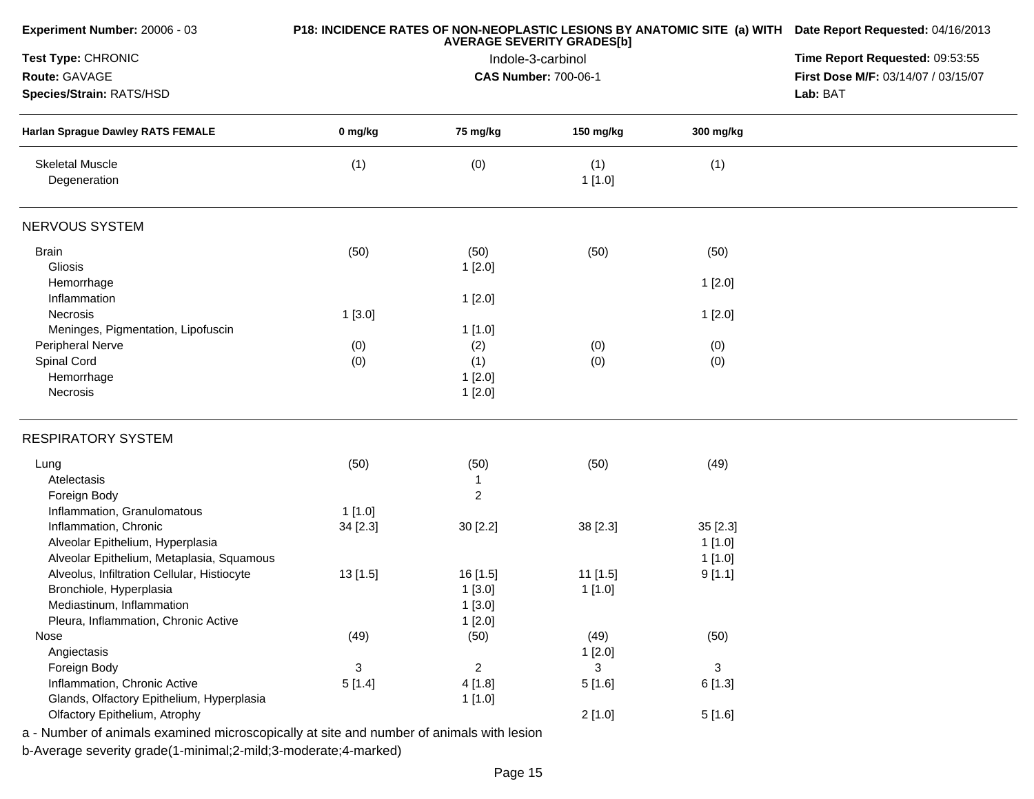| Experiment Number: 20006 - 03 | P18: INCIDENCE RATES OF NON-NEOPLASTIC LESIONS BY ANATOMIC SITE (a) WITH AVERAGE SEVERITY GRADES[b] | Date Report Requested: 04/16/2013 |
|---|---|---|
| Test Type: CHRONIC | Indole-3-carbinol | Time Report Requested: 09:53:55 |
| Route: GAVAGE | CAS Number: 700-06-1 | First Dose M/F: 03/14/07 / 03/15/07 |
| Species/Strain: RATS/HSD | | Lab: BAT |

| Harlan Sprague Dawley RATS FEMALE | 0 mg/kg | 75 mg/kg | 150 mg/kg | 300 mg/kg |
|---|---|---|---|---|
| Skeletal Muscle | (1) | (0) | (1) | (1) |
| Degeneration | | | 1 [1.0] | |
| **NERVOUS SYSTEM** | | | | |
| Brain | (50) | (50) | (50) | (50) |
| Gliosis | | 1 [2.0] | | |
| Hemorrhage | | | | 1 [2.0] |
| Inflammation | | 1 [2.0] | | |
| Necrosis | 1 [3.0] | | | 1 [2.0] |
| Meninges, Pigmentation, Lipofuscin | | 1 [1.0] | | |
| Peripheral Nerve | (0) | (2) | (0) | (0) |
| Spinal Cord | (0) | (1) | (0) | (0) |
| Hemorrhage | | 1 [2.0] | | |
| Necrosis | | 1 [2.0] | | |
| **RESPIRATORY SYSTEM** | | | | |
| Lung | (50) | (50) | (50) | (49) |
| Atelectasis | | 1 | | |
| Foreign Body | | 2 | | |
| Inflammation, Granulomatous | 1 [1.0] | | | |
| Inflammation, Chronic | 34 [2.3] | 30 [2.2] | 38 [2.3] | 35 [2.3] |
| Alveolar Epithelium, Hyperplasia | | | | 1 [1.0] |
| Alveolar Epithelium, Metaplasia, Squamous | | | | 1 [1.0] |
| Alveolus, Infiltration Cellular, Histiocyte | 13 [1.5] | 16 [1.5] | 11 [1.5] | 9 [1.1] |
| Bronchiole, Hyperplasia | | 1 [3.0] | 1 [1.0] | |
| Mediastinum, Inflammation | | 1 [3.0] | | |
| Pleura, Inflammation, Chronic Active | | 1 [2.0] | | |
| Nose | (49) | (50) | (49) | (50) |
| Angiectasis | | | 1 [2.0] | |
| Foreign Body | 3 | 2 | 3 | 3 |
| Inflammation, Chronic Active | 5 [1.4] | 4 [1.8] | 5 [1.6] | 6 [1.3] |
| Glands, Olfactory Epithelium, Hyperplasia | | 1 [1.0] | | |
| Olfactory Epithelium, Atrophy | | | 2 [1.0] | 5 [1.6] |

a - Number of animals examined microscopically at site and number of animals with lesion

b-Average severity grade(1-minimal;2-mild;3-moderate;4-marked)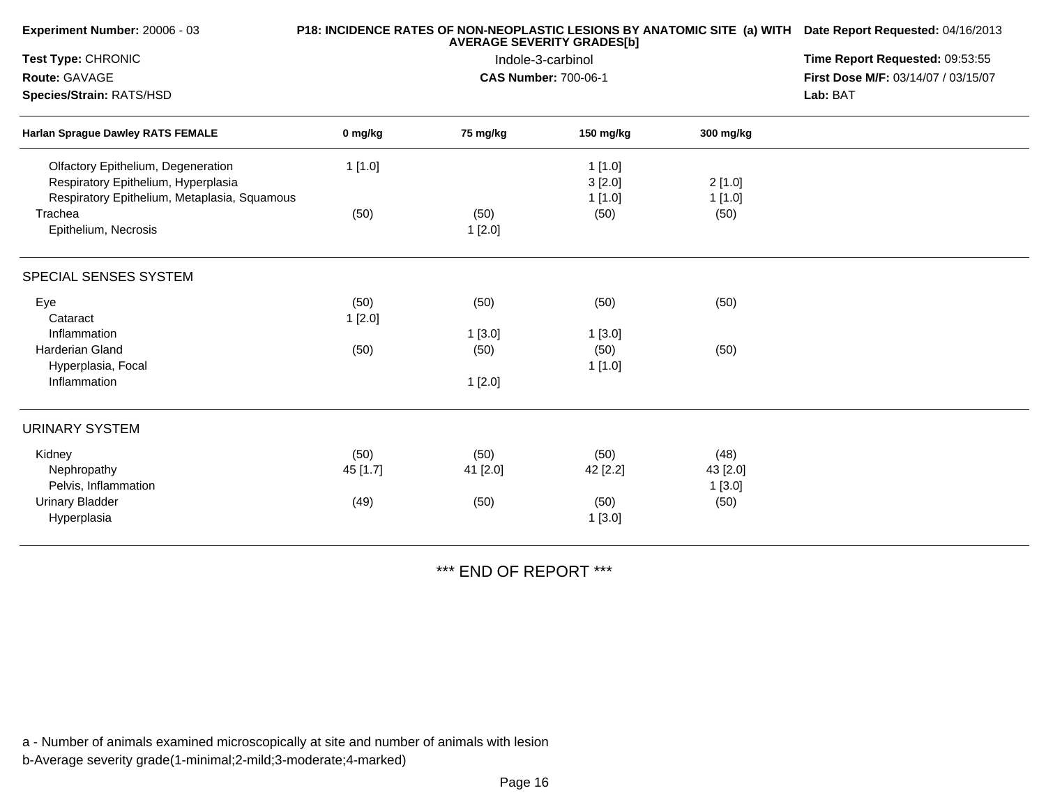**Experiment Number:** 20006 - 03

**Test Type:** CHRONIC

**Route:** GAVAGE

**Species/Strain:** RATS/HSD

**P18: INCIDENCE RATES OF NON-NEOPLASTIC LESIONS BY ANATOMIC SITE (a) WITH AVERAGE SEVERITY GRADES[b]**

Indole-3-carbinol

**CAS Number:** 700-06-1

**Date Report Requested:** 04/16/2013

**Time Report Requested:** 09:53:55

**First Dose M/F:** 03/14/07 / 03/15/07

**Lab:** BAT

| Harlan Sprague Dawley RATS FEMALE | 0 mg/kg | 75 mg/kg | 150 mg/kg | 300 mg/kg |
|---|---|---|---|---|
| Olfactory Epithelium, Degeneration | 1 [1.0] | | 1 [1.0] | |
| Respiratory Epithelium, Hyperplasia | | | 3 [2.0] | 2 [1.0] |
| Respiratory Epithelium, Metaplasia, Squamous | | | 1 [1.0] | 1 [1.0] |
| Trachea | (50) | (50) | (50) | (50) |
| Epithelium, Necrosis | | 1 [2.0] | | |
| SPECIAL SENSES SYSTEM | | | | |
| Eye | (50) | (50) | (50) | (50) |
| Cataract | 1 [2.0] | | | |
| Inflammation | | 1 [3.0] | 1 [3.0] | |
| Harderian Gland | (50) | (50) | (50) | (50) |
| Hyperplasia, Focal | | | 1 [1.0] | |
| Inflammation | | 1 [2.0] | | |
| URINARY SYSTEM | | | | |
| Kidney | (50) | (50) | (50) | (48) |
| Nephropathy | 45 [1.7] | 41 [2.0] | 42 [2.2] | 43 [2.0] |
| Pelvis, Inflammation | | | | 1 [3.0] |
| Urinary Bladder | (49) | (50) | (50) | (50) |
| Hyperplasia | | | 1 [3.0] | |

*** END OF REPORT ***

a - Number of animals examined microscopically at site and number of animals with lesion

b-Average severity grade(1-minimal;2-mild;3-moderate;4-marked)